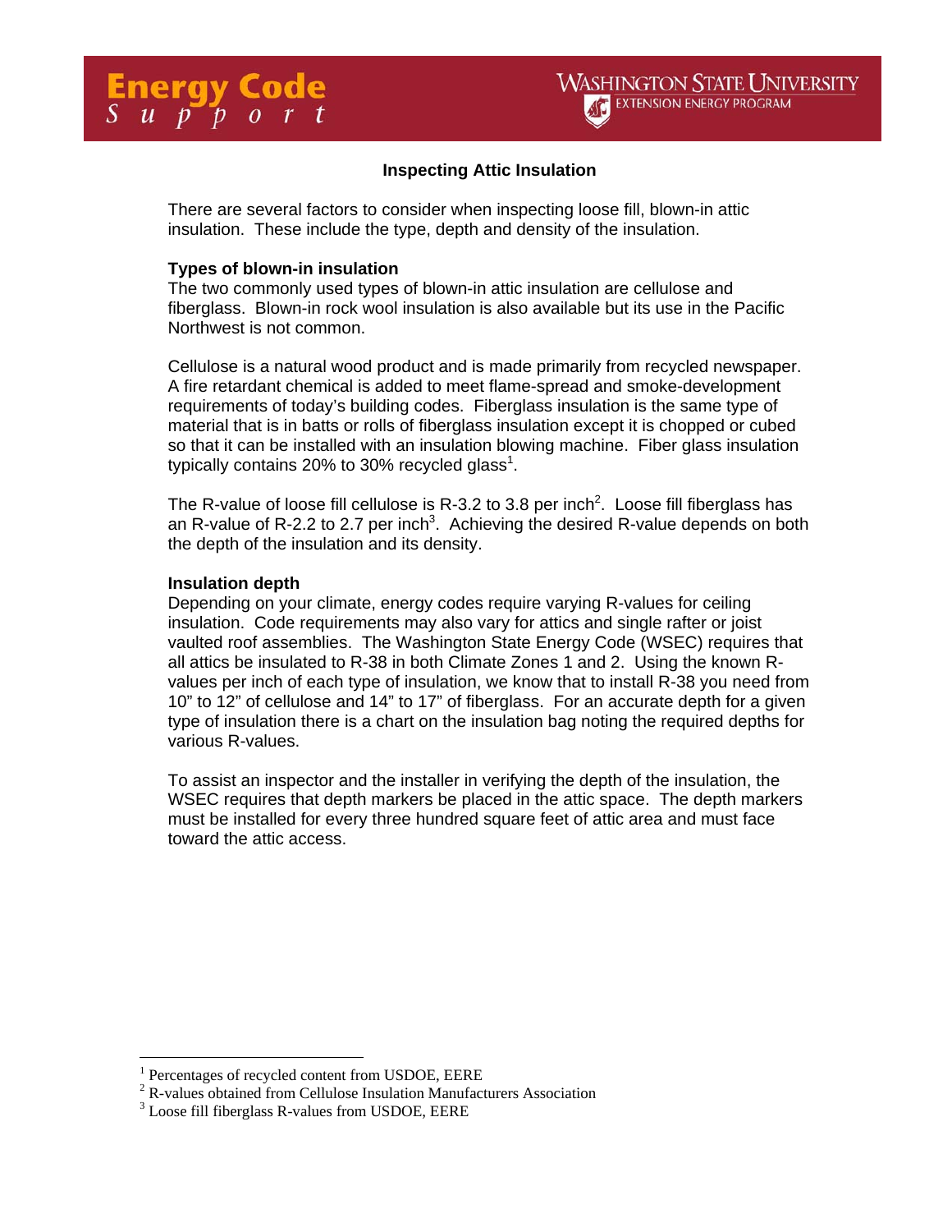# Inspecting Attic Insulation

There are several factors to consider when inspecting loose fill, blown-in attic insulation. These include the type, depth and density of the insulation.

## Types of blown-in insulation

The two commonly used types of blown-in attic insulation are cellulose and fiberglass. Blown-in rock wool insulation is also available but its use in the Pacific Northwest is not common.

Cellulose is a natural wood product and is made primarily from recycled newspaper. A fire retardant chemical is added to meet flame-spread and smoke-development requirements of today's building codes. Fiberglass insulation is the same type of material that is in batts or rolls of fiberglass insulation except it is chopped or cubed so that it can be installed with an insulation blowing machine. Fiber glass insulation typically contains 20% to 30% recycled glass[1].

The R-value of loose fill cellulose is R-3.2 to 3.8 per inch[2]. Loose fill fiberglass has an R-value of R-2.2 to 2.7 per inch[3]. Achieving the desired R-value depends on both the depth of the insulation and its density.

## Insulation depth

Depending on your climate, energy codes require varying R-values for ceiling insulation. Code requirements may also vary for attics and single rafter or joist vaulted roof assemblies. The Washington State Energy Code (WSEC) requires that all attics be insulated to R-38 in both Climate Zones 1 and 2. Using the known R-values per inch of each type of insulation, we know that to install R-38 you need from 10" to 12" of cellulose and 14" to 17" of fiberglass. For an accurate depth for a given type of insulation there is a chart on the insulation bag noting the required depths for various R-values.

To assist an inspector and the installer in verifying the depth of the insulation, the WSEC requires that depth markers be placed in the attic space. The depth markers must be installed for every three hundred square feet of attic area and must face toward the attic access.

---

[1] Percentages of recycled content from USDOE, EERE

[2] R-values obtained from Cellulose Insulation Manufacturers Association

[3] Loose fill fiberglass R-values from USDOE, EERE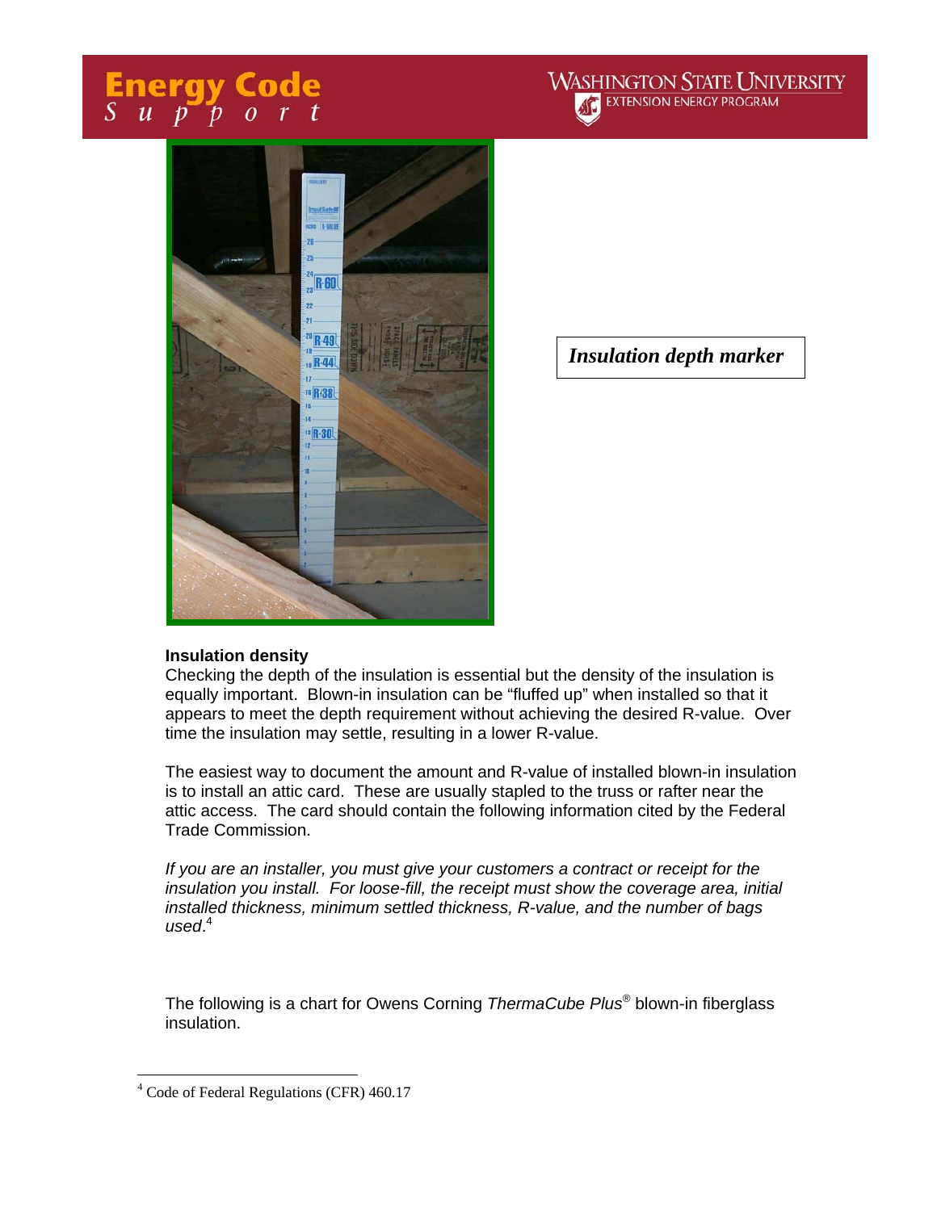*Insulation depth marker*

**Insulation density**

Checking the depth of the insulation is essential but the density of the insulation is equally important. Blown-in insulation can be "fluffed up" when installed so that it appears to meet the depth requirement without achieving the desired R-value. Over time the insulation may settle, resulting in a lower R-value.

The easiest way to document the amount and R-value of installed blown-in insulation is to install an attic card. These are usually stapled to the truss or rafter near the attic access. The card should contain the following information cited by the Federal Trade Commission.

*If you are an installer, you must give your customers a contract or receipt for the insulation you install. For loose-fill, the receipt must show the coverage area, initial installed thickness, minimum settled thickness, R-value, and the number of bags used.*[4]

The following is a chart for Owens Corning *ThermaCube Plus*® blown-in fiberglass insulation.

---

[4] Code of Federal Regulations (CFR) 460.17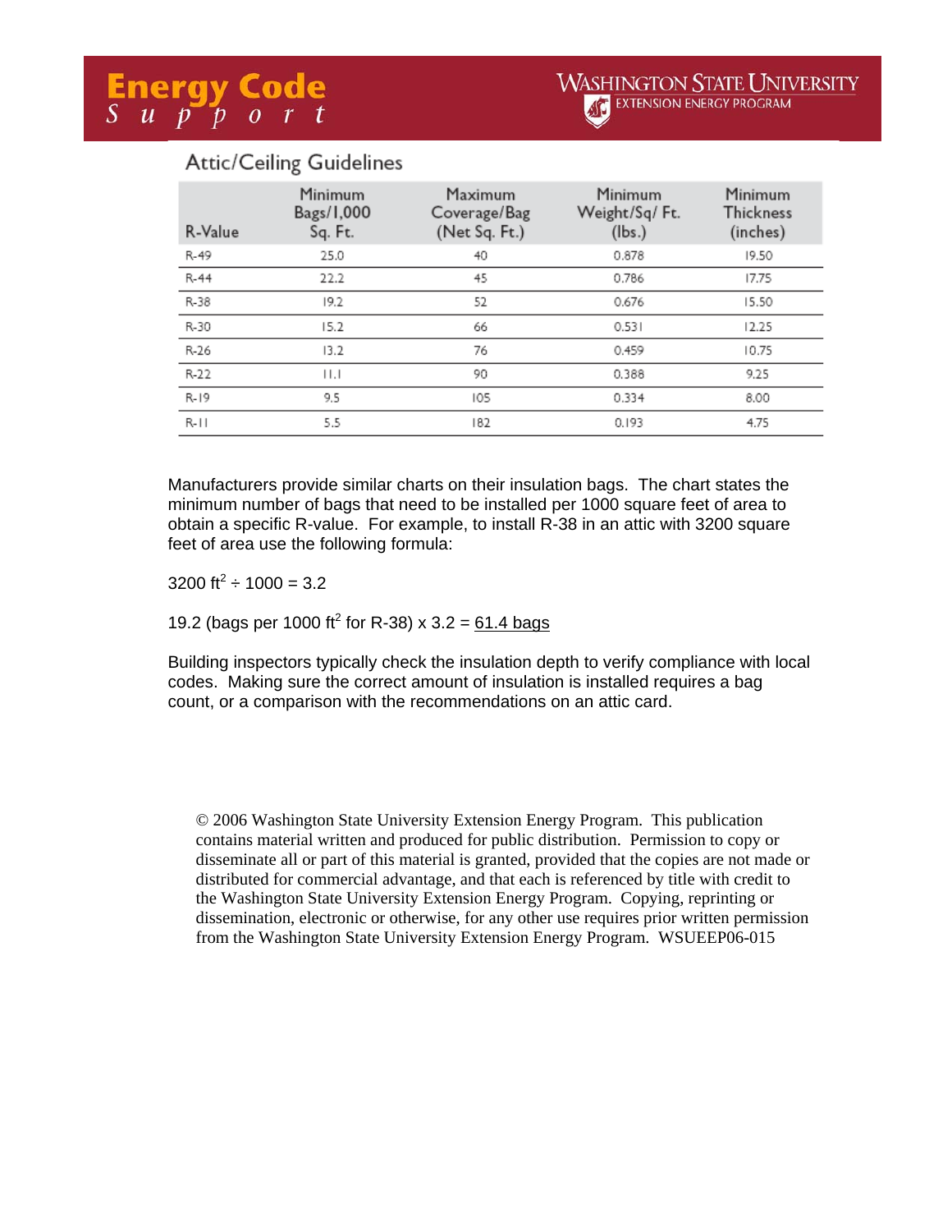## Attic/Ceiling Guidelines

| R-Value | Minimum Bags/1,000 Sq. Ft. | Maximum Coverage/Bag (Net Sq. Ft.) | Minimum Weight/Sq/ Ft. (lbs.) | Minimum Thickness (inches) |
|---|---|---|---|---|
| R-49 | 25.0 | 40 | 0.878 | 19.50 |
| R-44 | 22.2 | 45 | 0.786 | 17.75 |
| R-38 | 19.2 | 52 | 0.676 | 15.50 |
| R-30 | 15.2 | 66 | 0.531 | 12.25 |
| R-26 | 13.2 | 76 | 0.459 | 10.75 |
| R-22 | 11.1 | 90 | 0.388 | 9.25 |
| R-19 | 9.5 | 105 | 0.334 | 8.00 |
| R-11 | 5.5 | 182 | 0.193 | 4.75 |

Manufacturers provide similar charts on their insulation bags. The chart states the minimum number of bags that need to be installed per 1000 square feet of area to obtain a specific R-value. For example, to install R-38 in an attic with 3200 square feet of area use the following formula:

3200 $ft^2$ ÷ 1000 = 3.2

19.2 (bags per 1000 $ft^2$ for R-38) x 3.2 = 61.4 bags

Building inspectors typically check the insulation depth to verify compliance with local codes. Making sure the correct amount of insulation is installed requires a bag count, or a comparison with the recommendations on an attic card.

© 2006 Washington State University Extension Energy Program. This publication contains material written and produced for public distribution. Permission to copy or disseminate all or part of this material is granted, provided that the copies are not made or distributed for commercial advantage, and that each is referenced by title with credit to the Washington State University Extension Energy Program. Copying, reprinting or dissemination, electronic or otherwise, for any other use requires prior written permission from the Washington State University Extension Energy Program. WSUEEP06-015